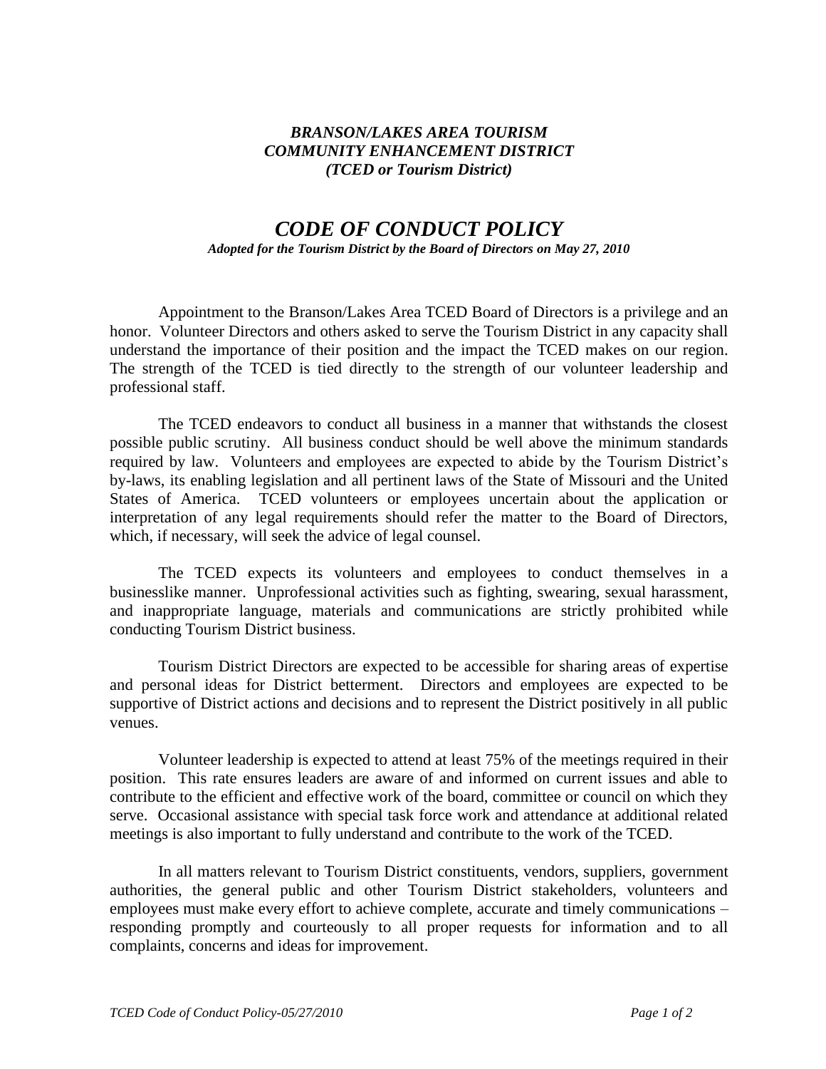***BRANSON/LAKES AREA TOURISM***
***COMMUNITY ENHANCEMENT DISTRICT***
***(TCED or Tourism District)***

# *CODE OF CONDUCT POLICY*

***Adopted for the Tourism District by the Board of Directors on May 27, 2010***

Appointment to the Branson/Lakes Area TCED Board of Directors is a privilege and an honor. Volunteer Directors and others asked to serve the Tourism District in any capacity shall understand the importance of their position and the impact the TCED makes on our region. The strength of the TCED is tied directly to the strength of our volunteer leadership and professional staff.

The TCED endeavors to conduct all business in a manner that withstands the closest possible public scrutiny. All business conduct should be well above the minimum standards required by law. Volunteers and employees are expected to abide by the Tourism District's by-laws, its enabling legislation and all pertinent laws of the State of Missouri and the United States of America. TCED volunteers or employees uncertain about the application or interpretation of any legal requirements should refer the matter to the Board of Directors, which, if necessary, will seek the advice of legal counsel.

The TCED expects its volunteers and employees to conduct themselves in a businesslike manner. Unprofessional activities such as fighting, swearing, sexual harassment, and inappropriate language, materials and communications are strictly prohibited while conducting Tourism District business.

Tourism District Directors are expected to be accessible for sharing areas of expertise and personal ideas for District betterment. Directors and employees are expected to be supportive of District actions and decisions and to represent the District positively in all public venues.

Volunteer leadership is expected to attend at least 75% of the meetings required in their position. This rate ensures leaders are aware of and informed on current issues and able to contribute to the efficient and effective work of the board, committee or council on which they serve. Occasional assistance with special task force work and attendance at additional related meetings is also important to fully understand and contribute to the work of the TCED.

In all matters relevant to Tourism District constituents, vendors, suppliers, government authorities, the general public and other Tourism District stakeholders, volunteers and employees must make every effort to achieve complete, accurate and timely communications – responding promptly and courteously to all proper requests for information and to all complaints, concerns and ideas for improvement.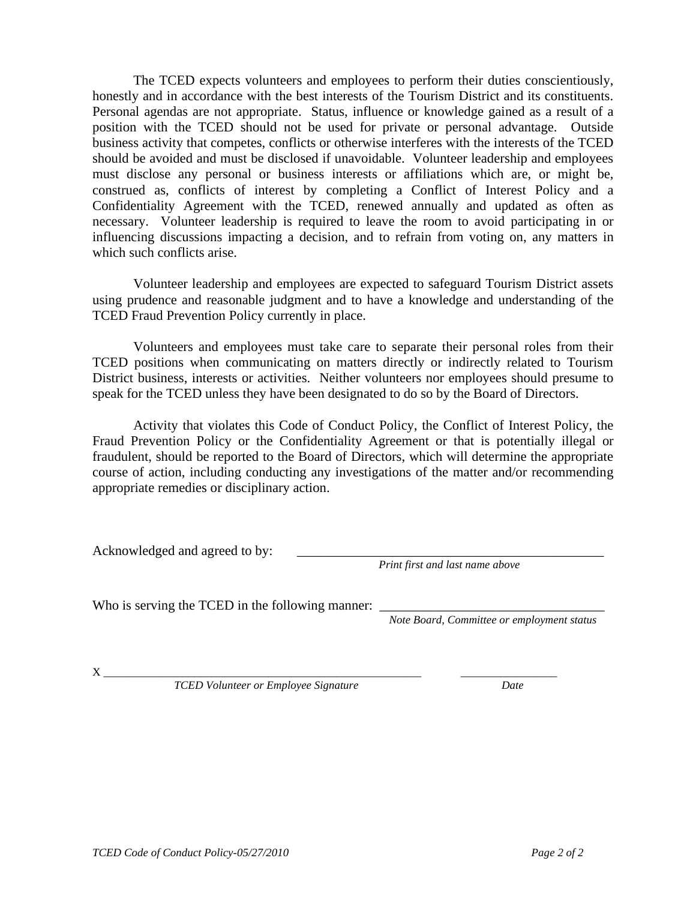The TCED expects volunteers and employees to perform their duties conscientiously, honestly and in accordance with the best interests of the Tourism District and its constituents. Personal agendas are not appropriate. Status, influence or knowledge gained as a result of a position with the TCED should not be used for private or personal advantage. Outside business activity that competes, conflicts or otherwise interferes with the interests of the TCED should be avoided and must be disclosed if unavoidable. Volunteer leadership and employees must disclose any personal or business interests or affiliations which are, or might be, construed as, conflicts of interest by completing a Conflict of Interest Policy and a Confidentiality Agreement with the TCED, renewed annually and updated as often as necessary. Volunteer leadership is required to leave the room to avoid participating in or influencing discussions impacting a decision, and to refrain from voting on, any matters in which such conflicts arise.

Volunteer leadership and employees are expected to safeguard Tourism District assets using prudence and reasonable judgment and to have a knowledge and understanding of the TCED Fraud Prevention Policy currently in place.

Volunteers and employees must take care to separate their personal roles from their TCED positions when communicating on matters directly or indirectly related to Tourism District business, interests or activities. Neither volunteers nor employees should presume to speak for the TCED unless they have been designated to do so by the Board of Directors.

Activity that violates this Code of Conduct Policy, the Conflict of Interest Policy, the Fraud Prevention Policy or the Confidentiality Agreement or that is potentially illegal or fraudulent, should be reported to the Board of Directors, which will determine the appropriate course of action, including conducting any investigations of the matter and/or recommending appropriate remedies or disciplinary action.

Acknowledged and agreed to by: ________________________________________________

*Print first and last name above*

Who is serving the TCED in the following manner: ________________________________

*Note Board, Committee or employment status*

X __________________________________________________ _______________

*TCED Volunteer or Employee Signature* *Date*

*TCED Code of Conduct Policy-05/27/2010*